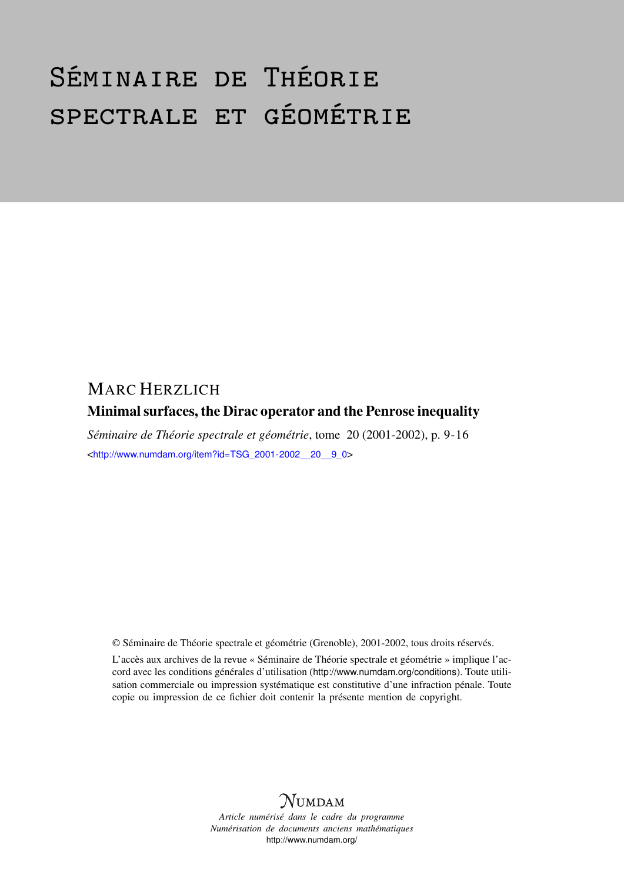# Séminaire de Théorie spectrale et géométrie

MARC HERZLICH

**Minimal surfaces, the Dirac operator and the Penrose inequality**

*Séminaire de Théorie spectrale et géométrie*, tome 20 (2001-2002), p. 9-16

<http://www.numdam.org/item?id=TSG_2001-2002__20__9_0>

© Séminaire de Théorie spectrale et géométrie (Grenoble), 2001-2002, tous droits réservés.

L'accès aux archives de la revue « Séminaire de Théorie spectrale et géométrie » implique l'accord avec les conditions générales d'utilisation (http://www.numdam.org/conditions). Toute utilisation commerciale ou impression systématique est constitutive d'une infraction pénale. Toute copie ou impression de ce fichier doit contenir la présente mention de copyright.

NUMDAM

*Article numérisé dans le cadre du programme Numérisation de documents anciens mathématiques*

http://www.numdam.org/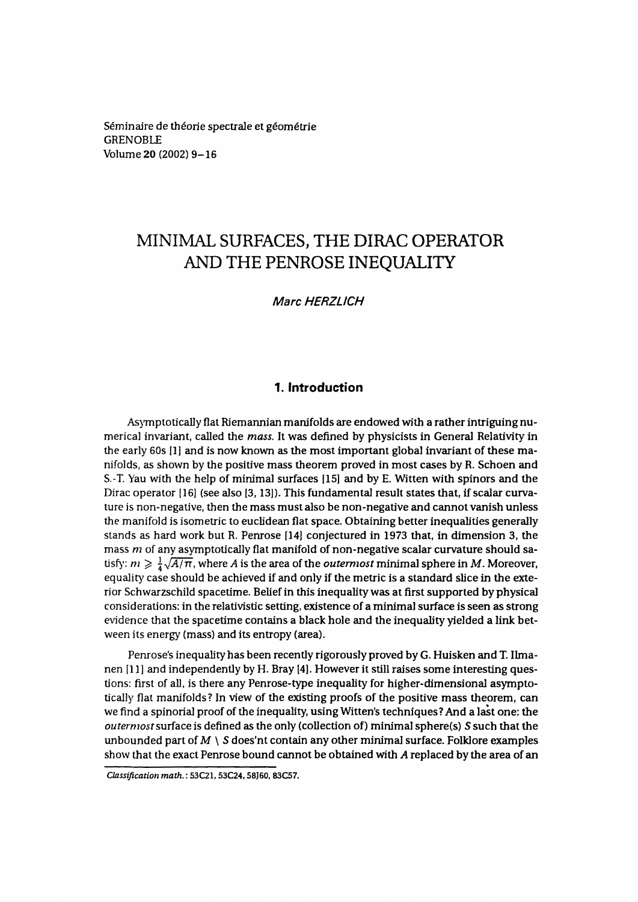Séminaire de théorie spectrale et géométrie
GRENOBLE
Volume **20** (2002) 9–16

# MINIMAL SURFACES, THE DIRAC OPERATOR AND THE PENROSE INEQUALITY

*Marc HERZLICH*

## 1. Introduction

Asymptotically flat Riemannian manifolds are endowed with a rather intriguing numerical invariant, called the *mass*. It was defined by physicists in General Relativity in the early 60s [1] and is now known as the most important global invariant of these manifolds, as shown by the positive mass theorem proved in most cases by R. Schoen and S.-T. Yau with the help of minimal surfaces [15] and by E. Witten with spinors and the Dirac operator [16] (see also [3, 13]). This fundamental result states that, if scalar curvature is non-negative, then the mass must also be non-negative and cannot vanish unless the manifold is isometric to euclidean flat space. Obtaining better inequalities generally stands as hard work but R. Penrose [14] conjectured in 1973 that, in dimension 3, the mass $m$ of any asymptotically flat manifold of non-negative scalar curvature should satisfy: $m \geqslant \frac{1}{4}\sqrt{A/\pi}$, where $A$ is the area of the *outermost* minimal sphere in $M$. Moreover, equality case should be achieved if and only if the metric is a standard slice in the exterior Schwarzschild spacetime. Belief in this inequality was at first supported by physical considerations: in the relativistic setting, existence of a minimal surface is seen as strong evidence that the spacetime contains a black hole and the inequality yielded a link between its energy (mass) and its entropy (area).

Penrose's inequality has been recently rigorously proved by G. Huisken and T. Ilmanen [11] and independently by H. Bray [4]. However it still raises some interesting questions: first of all, is there any Penrose-type inequality for higher-dimensional asymptotically flat manifolds? In view of the existing proofs of the positive mass theorem, can we find a spinorial proof of the inequality, using Witten's techniques? And a last one: the *outermost* surface is defined as the only (collection of) minimal sphere(s) $S$ such that the unbounded part of $M \setminus S$ does'nt contain any other minimal surface. Folklore examples show that the exact Penrose bound cannot be obtained with $A$ replaced by the area of an

*Classification math.*: 53C21, 53C24, 58J60, 83C57.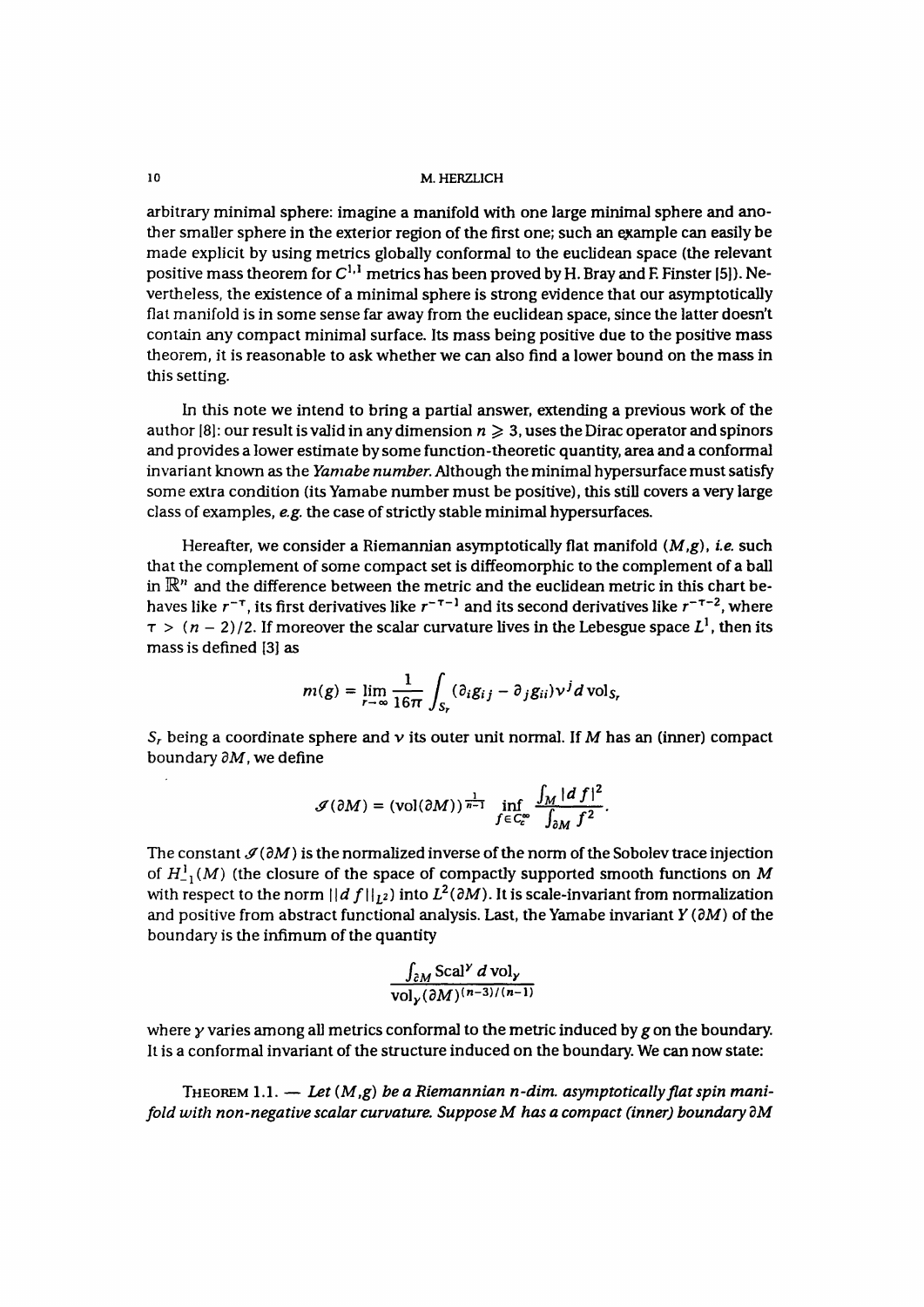arbitrary minimal sphere: imagine a manifold with one large minimal sphere and another smaller sphere in the exterior region of the first one; such an example can easily be made explicit by using metrics globally conformal to the euclidean space (the relevant positive mass theorem for $C^{1,1}$ metrics has been proved by H. Bray and F. Finster [5]). Nevertheless, the existence of a minimal sphere is strong evidence that our asymptotically flat manifold is in some sense far away from the euclidean space, since the latter doesn't contain any compact minimal surface. Its mass being positive due to the positive mass theorem, it is reasonable to ask whether we can also find a lower bound on the mass in this setting.

In this note we intend to bring a partial answer, extending a previous work of the author [8]: our result is valid in any dimension $n \geqslant 3$, uses the Dirac operator and spinors and provides a lower estimate by some function-theoretic quantity, area and a conformal invariant known as the *Yamabe number*. Although the minimal hypersurface must satisfy some extra condition (its Yamabe number must be positive), this still covers a very large class of examples, *e.g.* the case of strictly stable minimal hypersurfaces.

Hereafter, we consider a Riemannian asymptotically flat manifold $(M,g)$, *i.e.* such that the complement of some compact set is diffeomorphic to the complement of a ball in $\mathbb{R}^n$ and the difference between the metric and the euclidean metric in this chart behaves like $r^{-\tau}$, its first derivatives like $r^{-\tau-1}$ and its second derivatives like $r^{-\tau-2}$, where $\tau > (n-2)/2$. If moreover the scalar curvature lives in the Lebesgue space $L^1$, then its mass is defined [3] as

$$m(g) = \lim_{r \to \infty} \frac{1}{16\pi} \int_{S_r} (\partial_i g_{ij} - \partial_j g_{ii}) \nu^j \, d\,\mathrm{vol}_{S_r}$$

$S_r$ being a coordinate sphere and $\nu$ its outer unit normal. If $M$ has an (inner) compact boundary $\partial M$, we define

$$\mathcal{I}(\partial M) = (\mathrm{vol}(\partial M))^{\frac{1}{n-1}} \inf_{f \in C_c^\infty} \frac{\int_M |df|^2}{\int_{\partial M} f^2}.$$

The constant $\mathcal{I}(\partial M)$ is the normalized inverse of the norm of the Sobolev trace injection of $H^1_{-1}(M)$ (the closure of the space of compactly supported smooth functions on $M$ with respect to the norm $\|df\|_{L^2}$) into $L^2(\partial M)$. It is scale-invariant from normalization and positive from abstract functional analysis. Last, the Yamabe invariant $Y(\partial M)$ of the boundary is the infimum of the quantity

$$\frac{\int_{\partial M} \mathrm{Scal}^\gamma \, d\,\mathrm{vol}_\gamma}{\mathrm{vol}_\gamma(\partial M)^{(n-3)/(n-1)}}$$

where $\gamma$ varies among all metrics conformal to the metric induced by $g$ on the boundary. It is a conformal invariant of the structure induced on the boundary. We can now state:

THEOREM 1.1. — *Let $(M,g)$ be a Riemannian $n$-dim. asymptotically flat spin manifold with non-negative scalar curvature. Suppose $M$ has a compact (inner) boundary $\partial M$*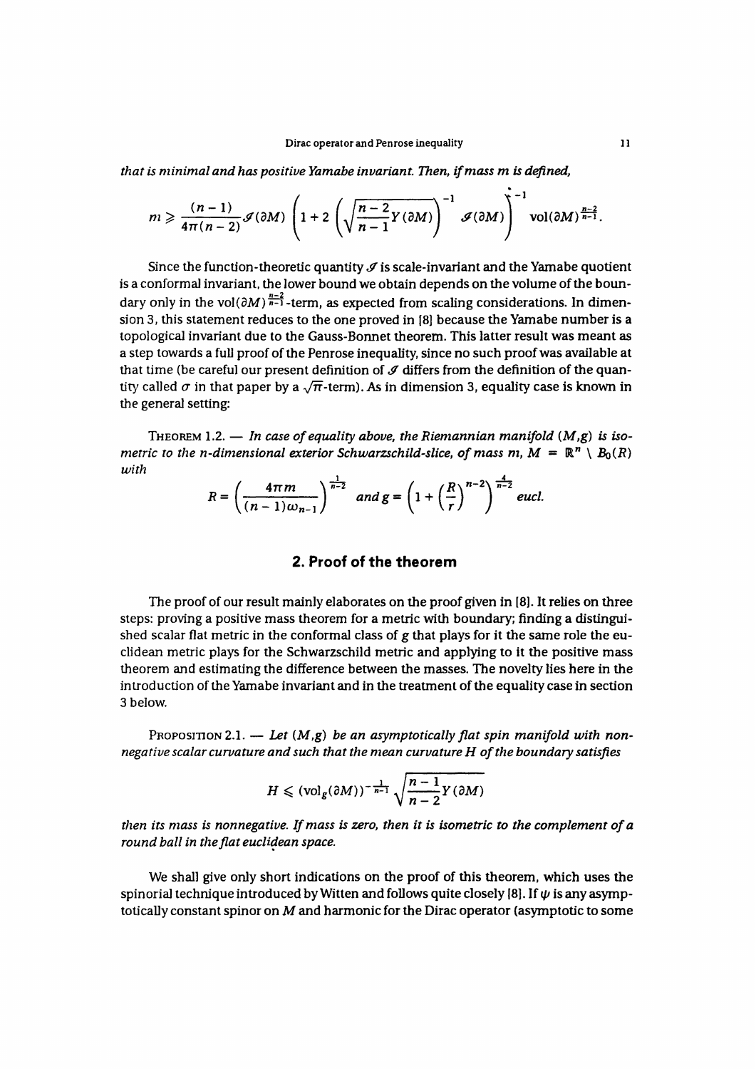*that is minimal and has positive Yamabe invariant. Then, if mass m is defined,*

$$m \geqslant \frac{(n-1)}{4\pi(n-2)}\mathcal{I}(\partial M)\left(1+2\left(\sqrt{\frac{n-2}{n-1}Y(\partial M)}\right)^{-1}\mathcal{I}(\partial M)\right)^{-1}\mathrm{vol}(\partial M)^{\frac{n-2}{n-1}}.$$

Since the function-theoretic quantity $\mathcal{I}$ is scale-invariant and the Yamabe quotient is a conformal invariant, the lower bound we obtain depends on the volume of the boundary only in the $\mathrm{vol}(\partial M)^{\frac{n-2}{n-1}}$-term, as expected from scaling considerations. In dimension 3, this statement reduces to the one proved in [8] because the Yamabe number is a topological invariant due to the Gauss-Bonnet theorem. This latter result was meant as a step towards a full proof of the Penrose inequality, since no such proof was available at that time (be careful our present definition of $\mathcal{I}$ differs from the definition of the quantity called $\sigma$ in that paper by a $\sqrt{\pi}$-term). As in dimension 3, equality case is known in the general setting:

THEOREM 1.2. — *In case of equality above, the Riemannian manifold $(M,g)$ is isometric to the n-dimensional exterior Schwarzschild-slice, of mass m, $M = \mathbb{R}^n \setminus B_0(R)$ with*

$$R = \left(\frac{4\pi m}{(n-1)\omega_{n-1}}\right)^{\frac{1}{n-2}} \text{ and } g = \left(1+\left(\frac{R}{r}\right)^{n-2}\right)^{\frac{4}{n-2}} \text{eucl.}$$

## 2. Proof of the theorem

The proof of our result mainly elaborates on the proof given in [8]. It relies on three steps: proving a positive mass theorem for a metric with boundary; finding a distinguished scalar flat metric in the conformal class of g that plays for it the same role the euclidean metric plays for the Schwarzschild metric and applying to it the positive mass theorem and estimating the difference between the masses. The novelty lies here in the introduction of the Yamabe invariant and in the treatment of the equality case in section 3 below.

PROPOSITION 2.1. — *Let $(M,g)$ be an asymptotically flat spin manifold with nonnegative scalar curvature and such that the mean curvature H of the boundary satisfies*

$$H \leqslant (\mathrm{vol}_g(\partial M))^{-\frac{1}{n-1}}\sqrt{\frac{n-1}{n-2}Y(\partial M)}$$

*then its mass is nonnegative. If mass is zero, then it is isometric to the complement of a round ball in the flat euclidean space.*

We shall give only short indications on the proof of this theorem, which uses the spinorial technique introduced by Witten and follows quite closely [8]. If $\psi$ is any asymptotically constant spinor on $M$ and harmonic for the Dirac operator (asymptotic to some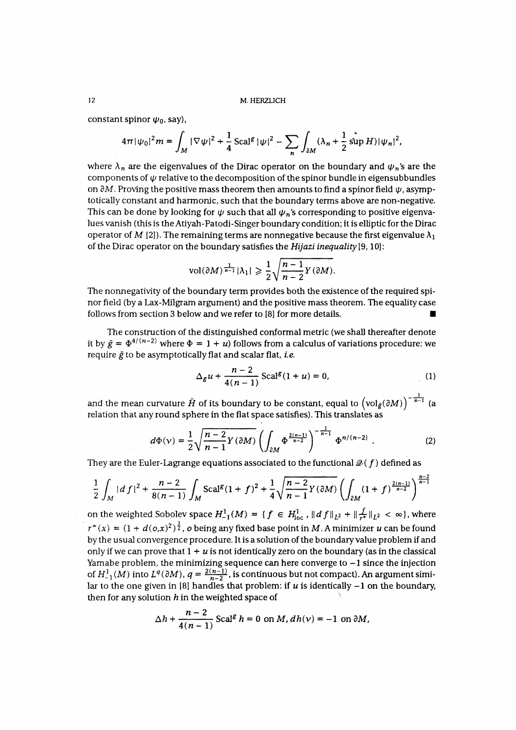constant spinor $\psi_0$, say),

$$4\pi|\psi_0|^2 m = \int_M |\nabla\psi|^2 + \frac{1}{4}\operatorname{Scal}^g |\psi|^2 - \sum_n \int_{\partial M} (\lambda_n + \frac{1}{2}\sup H)|\psi_n|^2,$$

where $\lambda_n$ are the eigenvalues of the Dirac operator on the boundary and $\psi_n$'s are the components of $\psi$ relative to the decomposition of the spinor bundle in eigensubbundles on $\partial M$. Proving the positive mass theorem then amounts to find a spinor field $\psi$, asymptotically constant and harmonic, such that the boundary terms above are non-negative. This can be done by looking for $\psi$ such that all $\psi_n$'s corresponding to positive eigenvalues vanish (this is the Atiyah-Patodi-Singer boundary condition; it is elliptic for the Dirac operator of $M$ [2]). The remaining terms are nonnegative because the first eigenvalue $\lambda_1$ of the Dirac operator on the boundary satisfies the *Hijazi inequality* [9, 10]:

$$\operatorname{vol}(\partial M)^{\frac{1}{n-1}}|\lambda_1| \geqslant \frac{1}{2}\sqrt{\frac{n-1}{n-2}Y(\partial M)}.$$

The nonnegativity of the boundary term provides both the existence of the required spinor field (by a Lax-Milgram argument) and the positive mass theorem. The equality case follows from section 3 below and we refer to [8] for more details. ∎

The construction of the distinguished conformal metric (we shall thereafter denote it by $\bar{g} = \Phi^{4/(n-2)}$ where $\Phi = 1 + u$) follows from a calculus of variations procedure: we require $\bar{g}$ to be asymptotically flat and scalar flat, *i.e.*

$$\Delta_g u + \frac{n-2}{4(n-1)}\operatorname{Scal}^g(1+u) = 0, \tag{1}$$

and the mean curvature $\bar{H}$ of its boundary to be constant, equal to $\left(\operatorname{vol}_{\bar{g}}(\partial M)\right)^{-\frac{1}{n-1}}$ (a relation that any round sphere in the flat space satisfies). This translates as

$$d\Phi(\nu) = \frac{1}{2}\sqrt{\frac{n-2}{n-1}Y(\partial M)}\left(\int_{\partial M}\Phi^{\frac{2(n-1)}{n-2}}\right)^{-\frac{1}{n-1}}\Phi^{n/(n-2)}. \tag{2}$$

They are the Euler-Lagrange equations associated to the functional $\mathcal{Q}(f)$ defined as

$$\frac{1}{2}\int_M |df|^2 + \frac{n-2}{8(n-1)}\int_M \operatorname{Scal}^g(1+f)^2 + \frac{1}{4}\sqrt{\frac{n-2}{n-1}Y(\partial M)}\left(\int_{\partial M}(1+f)^{\frac{2(n-1)}{n-2}}\right)^{\frac{n-2}{n-1}}$$

on the weighted Sobolev space $H^1_{-1}(M) = \{f \in H^1_{\mathrm{loc}},\ \|df\|_{L^2} + \|\frac{f}{r^*}\|_{L^2} < \infty\}$, where $r^*(x) = (1 + d(o,x)^2)^{\frac{1}{2}}$, $o$ being any fixed base point in $M$. A minimizer $u$ can be found by the usual convergence procedure. It is a solution of the boundary value problem if and only if we can prove that $1+u$ is not identically zero on the boundary (as in the classical Yamabe problem, the minimizing sequence can here converge to $-1$ since the injection of $H^1_{-1}(M)$ into $L^q(\partial M)$, $q = \frac{2(n-1)}{n-2}$, is continuous but not compact). An argument similar to the one given in [8] handles that problem: if $u$ is identically $-1$ on the boundary, then for any solution $h$ in the weighted space of

$$\Delta h + \frac{n-2}{4(n-1)}\operatorname{Scal}^g h = 0 \text{ on } M,\ dh(\nu) = -1 \text{ on } \partial M,$$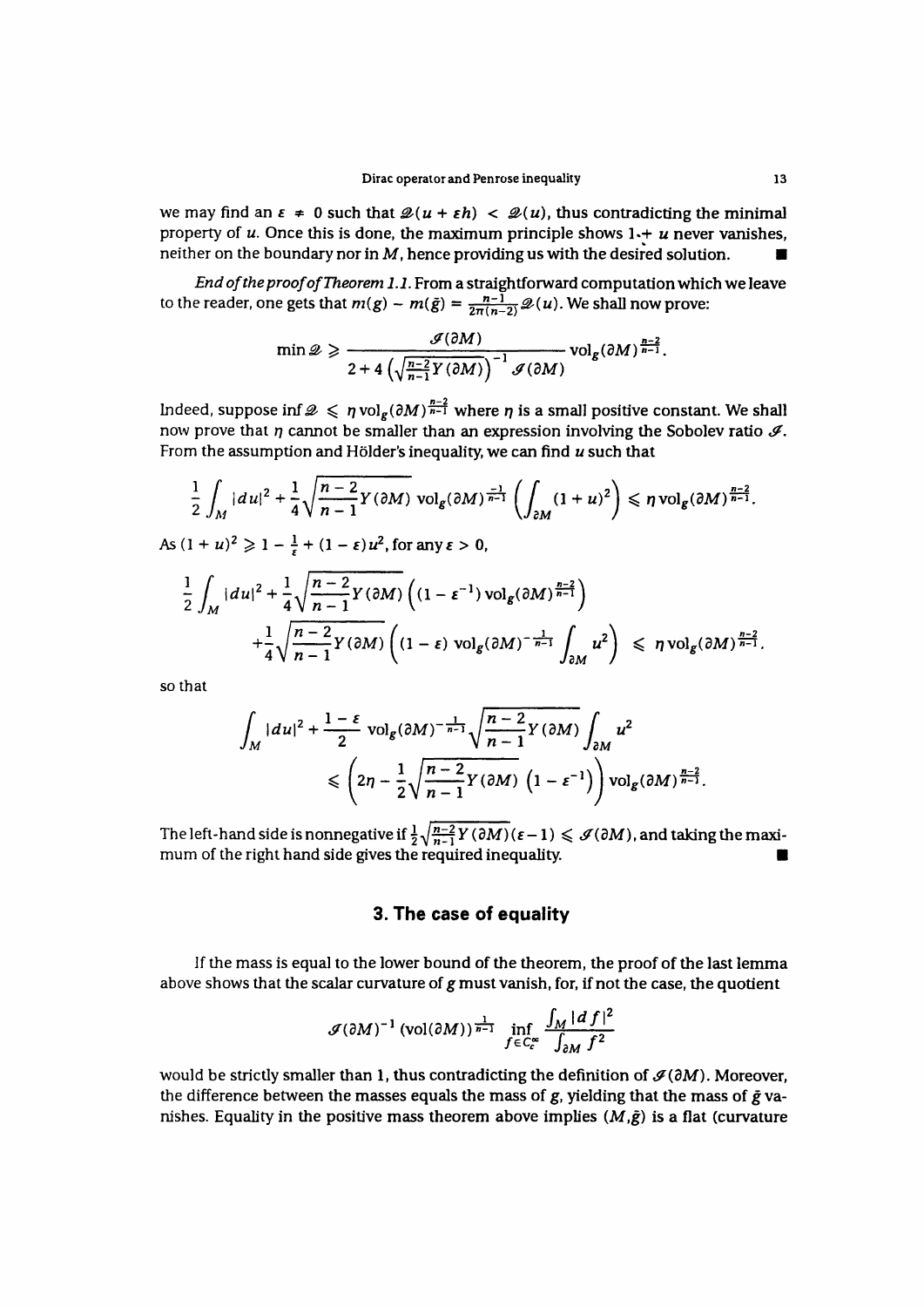we may find an $\varepsilon \neq 0$ such that $\mathcal{Q}(u + \varepsilon h) < \mathcal{Q}(u)$, thus contradicting the minimal property of $u$. Once this is done, the maximum principle shows $1 + u$ never vanishes, neither on the boundary nor in $M$, hence providing us with the desired solution. ∎

*End of the proof of Theorem 1.1.* From a straightforward computation which we leave to the reader, one gets that $m(g) - m(\bar{g}) = \frac{n-1}{2\pi(n-2)}\mathcal{Q}(u)$. We shall now prove:

$$\min \mathcal{Q} \geqslant \frac{\mathcal{S}(\partial M)}{2 + 4\left(\sqrt{\frac{n-2}{n-1}Y(\partial M)}\right)^{-1}\mathcal{S}(\partial M)} \operatorname{vol}_g(\partial M)^{\frac{n-2}{n-1}}.$$

Indeed, suppose $\inf \mathcal{Q} \leqslant \eta \operatorname{vol}_g(\partial M)^{\frac{n-2}{n-1}}$ where $\eta$ is a small positive constant. We shall now prove that $\eta$ cannot be smaller than an expression involving the Sobolev ratio $\mathcal{S}$. From the assumption and Hölder's inequality, we can find $u$ such that

$$\frac{1}{2}\int_M |du|^2 + \frac{1}{4}\sqrt{\frac{n-2}{n-1}Y(\partial M)}\ \operatorname{vol}_g(\partial M)^{\frac{-1}{n-1}}\left(\int_{\partial M}(1+u)^2\right) \leqslant \eta \operatorname{vol}_g(\partial M)^{\frac{n-2}{n-1}}.$$

As $(1+u)^2 \geqslant 1 - \frac{1}{\varepsilon} + (1-\varepsilon)u^2$, for any $\varepsilon > 0$,

$$\begin{aligned}\frac{1}{2}\int_M |du|^2 &+ \frac{1}{4}\sqrt{\frac{n-2}{n-1}Y(\partial M)}\left((1-\varepsilon^{-1})\operatorname{vol}_g(\partial M)^{\frac{n-2}{n-1}}\right)\\ &+ \frac{1}{4}\sqrt{\frac{n-2}{n-1}Y(\partial M)}\left((1-\varepsilon)\operatorname{vol}_g(\partial M)^{-\frac{1}{n-1}}\int_{\partial M}u^2\right) \leqslant \eta \operatorname{vol}_g(\partial M)^{\frac{n-2}{n-1}}.\end{aligned}$$

so that

$$\begin{aligned}\int_M |du|^2 &+ \frac{1-\varepsilon}{2}\operatorname{vol}_g(\partial M)^{-\frac{1}{n-1}}\sqrt{\frac{n-2}{n-1}Y(\partial M)}\int_{\partial M}u^2\\ &\leqslant \left(2\eta - \frac{1}{2}\sqrt{\frac{n-2}{n-1}Y(\partial M)}\left(1-\varepsilon^{-1}\right)\right)\operatorname{vol}_g(\partial M)^{\frac{n-2}{n-1}}.\end{aligned}$$

The left-hand side is nonnegative if $\frac{1}{2}\sqrt{\frac{n-2}{n-1}Y(\partial M)}(\varepsilon - 1) \leqslant \mathcal{S}(\partial M)$, and taking the maximum of the right hand side gives the required inequality. ∎

## 3. The case of equality

If the mass is equal to the lower bound of the theorem, the proof of the last lemma above shows that the scalar curvature of $g$ must vanish, for, if not the case, the quotient

$$\mathcal{S}(\partial M)^{-1}(\operatorname{vol}(\partial M))^{\frac{1}{n-1}} \inf_{f \in C_c^\infty} \frac{\int_M |df|^2}{\int_{\partial M} f^2}$$

would be strictly smaller than 1, thus contradicting the definition of $\mathcal{S}(\partial M)$. Moreover, the difference between the masses equals the mass of $g$, yielding that the mass of $\bar{g}$ vanishes. Equality in the positive mass theorem above implies $(M, \bar{g})$ is a flat (curvature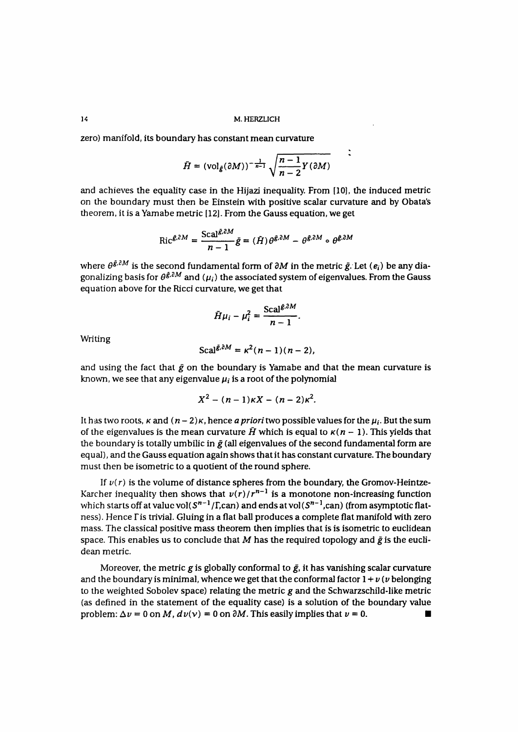zero) manifold, its boundary has constant mean curvature

$$\bar{H} = (\mathrm{vol}_{\bar{g}}(\partial M))^{-\frac{1}{n-1}} \sqrt{\frac{n-1}{n-2} Y(\partial M)}$$

and achieves the equality case in the Hijazi inequality. From [10], the induced metric on the boundary must then be Einstein with positive scalar curvature and by Obata's theorem, it is a Yamabe metric [12]. From the Gauss equation, we get

$$\mathrm{Ric}^{\bar{g},\partial M} = \frac{\mathrm{Scal}^{\bar{g},\partial M}}{n-1} \bar{g} = (\bar{H})\theta^{\bar{g},\partial M} - \theta^{\bar{g},\partial M} \circ \theta^{\bar{g},\partial M}$$

where $\theta^{\bar{g},\partial M}$ is the second fundamental form of $\partial M$ in the metric $\bar{g}$. Let $(e_i)$ be any diagonalizing basis for $\theta^{\bar{g},\partial M}$ and $(\mu_i)$ the associated system of eigenvalues. From the Gauss equation above for the Ricci curvature, we get that

$$\bar{H}\mu_i - \mu_i^2 = \frac{\mathrm{Scal}^{\bar{g},\partial M}}{n-1}.$$

Writing

$$\mathrm{Scal}^{\bar{g},\partial M} = \kappa^2(n-1)(n-2),$$

and using the fact that $\bar{g}$ on the boundary is Yamabe and that the mean curvature is known, we see that any eigenvalue $\mu_i$ is a root of the polynomial

$$X^2 - (n-1)\kappa X - (n-2)\kappa^2.$$

It has two roots, $\kappa$ and $(n-2)\kappa$, hence *a priori* two possible values for the $\mu_i$. But the sum of the eigenvalues is the mean curvature $\bar{H}$ which is equal to $\kappa(n-1)$. This yields that the boundary is totally umbilic in $\bar{g}$ (all eigenvalues of the second fundamental form are equal), and the Gauss equation again shows that it has constant curvature. The boundary must then be isometric to a quotient of the round sphere.

If $v(r)$ is the volume of distance spheres from the boundary, the Gromov-Heintze-Karcher inequality then shows that $v(r)/r^{n-1}$ is a monotone non-increasing function which starts off at value $\mathrm{vol}(S^{n-1}/\Gamma, \mathrm{can})$ and ends at $\mathrm{vol}(S^{n-1}, \mathrm{can})$ (from asymptotic flatness). Hence $\Gamma$ is trivial. Gluing in a flat ball produces a complete flat manifold with zero mass. The classical positive mass theorem then implies that is is isometric to euclidean space. This enables us to conclude that $M$ has the required topology and $\bar{g}$ is the euclidean metric.

Moreover, the metric $g$ is globally conformal to $\bar{g}$, it has vanishing scalar curvature and the boundary is minimal, whence we get that the conformal factor $1+v$ ($v$ belonging to the weighted Sobolev space) relating the metric $g$ and the Schwarzschild-like metric (as defined in the statement of the equality case) is a solution of the boundary value problem: $\Delta v = 0$ on $M$, $dv(\nu) = 0$ on $\partial M$. This easily implies that $v = 0$. ∎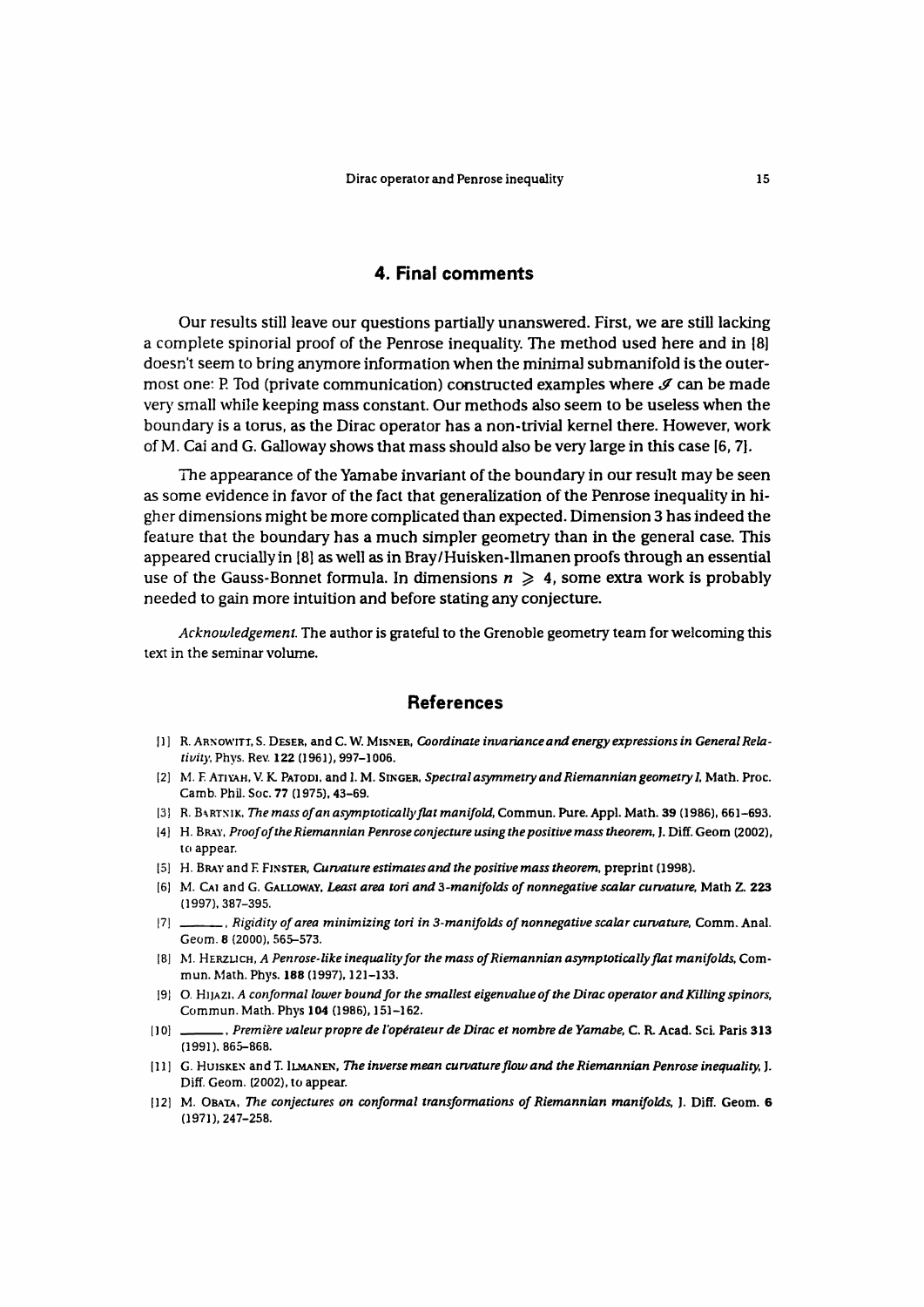## 4. Final comments

Our results still leave our questions partially unanswered. First, we are still lacking a complete spinorial proof of the Penrose inequality. The method used here and in [8] doesn't seem to bring anymore information when the minimal submanifold is the outermost one: P. Tod (private communication) constructed examples where $\mathcal{I}$ can be made very small while keeping mass constant. Our methods also seem to be useless when the boundary is a torus, as the Dirac operator has a non-trivial kernel there. However, work of M. Cai and G. Galloway shows that mass should also be very large in this case [6, 7].

The appearance of the Yamabe invariant of the boundary in our result may be seen as some evidence in favor of the fact that generalization of the Penrose inequality in higher dimensions might be more complicated than expected. Dimension 3 has indeed the feature that the boundary has a much simpler geometry than in the general case. This appeared crucially in [8] as well as in Bray/Huisken-Ilmanen proofs through an essential use of the Gauss-Bonnet formula. In dimensions $n \geqslant 4$, some extra work is probably needed to gain more intuition and before stating any conjecture.

*Acknowledgement.* The author is grateful to the Grenoble geometry team for welcoming this text in the seminar volume.

## References

[1] R. Arnowitt, S. Deser, and C. W. Misner, *Coordinate invariance and energy expressions in General Relativity*, Phys. Rev. **122** (1961), 997–1006.

[2] M. F. Atiyah, V. K. Patodi, and I. M. Singer, *Spectral asymmetry and Riemannian geometry I*, Math. Proc. Camb. Phil. Soc. **77** (1975), 43–69.

[3] R. Bartnik, *The mass of an asymptotically flat manifold*, Commun. Pure. Appl. Math. **39** (1986), 661–693.

[4] H. Bray, *Proof of the Riemannian Penrose conjecture using the positive mass theorem*, J. Diff. Geom (2002), to appear.

[5] H. Bray and F. Finster, *Curvature estimates and the positive mass theorem*, preprint (1998).

[6] M. Cai and G. Galloway, *Least area tori and 3-manifolds of nonnegative scalar curvature*, Math Z. **223** (1997), 387–395.

[7] ———, *Rigidity of area minimizing tori in 3-manifolds of nonnegative scalar curvature*, Comm. Anal. Geom. **8** (2000), 565–573.

[8] M. Herzlich, *A Penrose-like inequality for the mass of Riemannian asymptotically flat manifolds*, Commun. Math. Phys. **188** (1997), 121–133.

[9] O. Hijazi, *A conformal lower bound for the smallest eigenvalue of the Dirac operator and Killing spinors*, Commun. Math. Phys **104** (1986), 151–162.

[10] ———, *Première valeur propre de l'opérateur de Dirac et nombre de Yamabe*, C. R. Acad. Sci. Paris **313** (1991), 865–868.

[11] G. Huisken and T. Ilmanen, *The inverse mean curvature flow and the Riemannian Penrose inequality*, J. Diff. Geom. (2002), to appear.

[12] M. Obata, *The conjectures on conformal transformations of Riemannian manifolds*, J. Diff. Geom. **6** (1971), 247–258.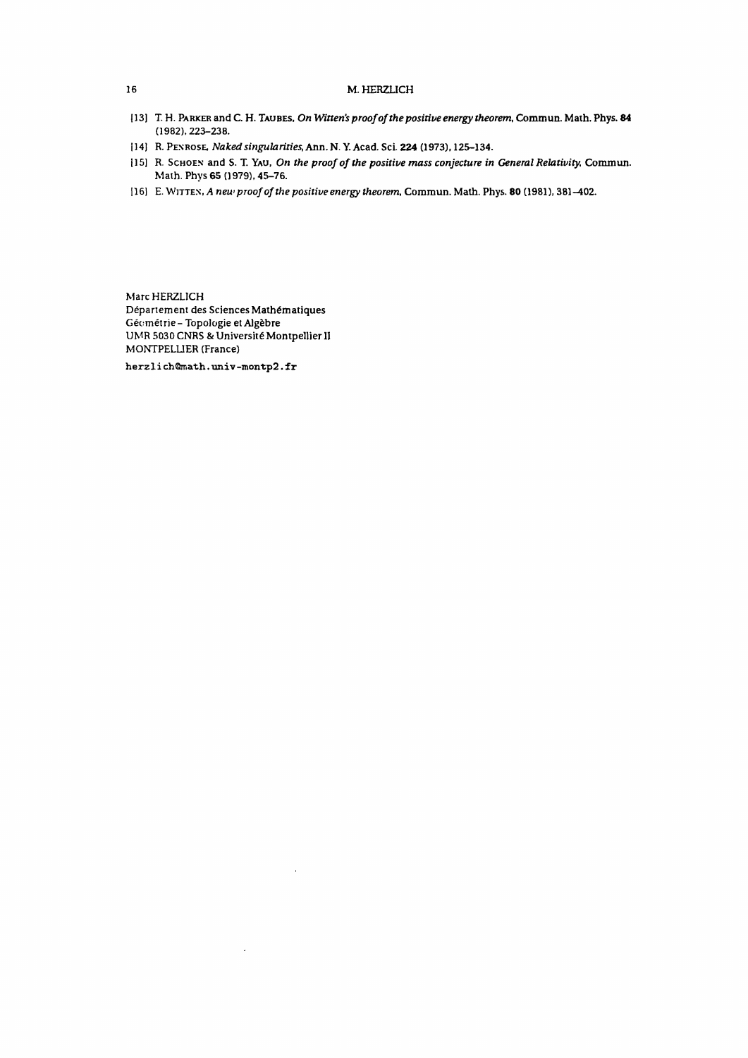[13] T. H. Parker and C. H. Taubes, *On Witten's proof of the positive energy theorem*, Commun. Math. Phys. **84** (1982), 223–238.

[14] R. Penrose, *Naked singularities*, Ann. N. Y. Acad. Sci. **224** (1973), 125–134.

[15] R. Schoen and S. T. Yau, *On the proof of the positive mass conjecture in General Relativity*, Commun. Math. Phys **65** (1979), 45–76.

[16] E. Witten, *A new proof of the positive energy theorem*, Commun. Math. Phys. **80** (1981), 381–402.

Marc HERZLICH
Département des Sciences Mathématiques
Géométrie – Topologie et Algèbre
UMR 5030 CNRS & Université Montpellier II
MONTPELLIER (France)

herzlich@math.univ-montp2.fr